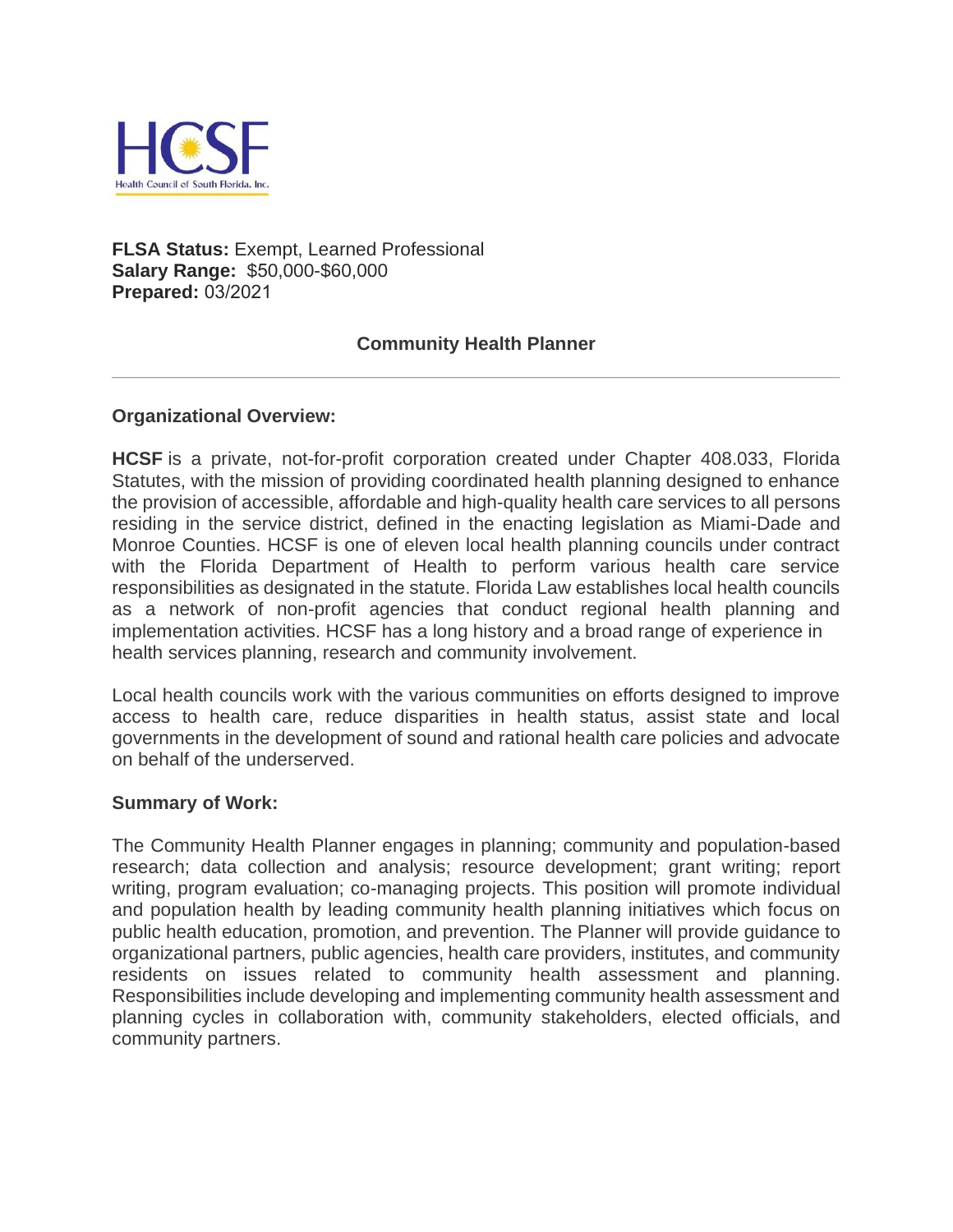HCSF
Health Council of South Florida, Inc.

**FLSA Status:** Exempt, Learned Professional
**Salary Range:** $50,000-$60,000
**Prepared:** 03/2021

## Community Health Planner

---

### Organizational Overview:

**HCSF** is a private, not-for-profit corporation created under Chapter 408.033, Florida Statutes, with the mission of providing coordinated health planning designed to enhance the provision of accessible, affordable and high-quality health care services to all persons residing in the service district, defined in the enacting legislation as Miami-Dade and Monroe Counties. HCSF is one of eleven local health planning councils under contract with the Florida Department of Health to perform various health care service responsibilities as designated in the statute. Florida Law establishes local health councils as a network of non-profit agencies that conduct regional health planning and implementation activities. HCSF has a long history and a broad range of experience in health services planning, research and community involvement.

Local health councils work with the various communities on efforts designed to improve access to health care, reduce disparities in health status, assist state and local governments in the development of sound and rational health care policies and advocate on behalf of the underserved.

### Summary of Work:

The Community Health Planner engages in planning; community and population-based research; data collection and analysis; resource development; grant writing; report writing, program evaluation; co-managing projects. This position will promote individual and population health by leading community health planning initiatives which focus on public health education, promotion, and prevention. The Planner will provide guidance to organizational partners, public agencies, health care providers, institutes, and community residents on issues related to community health assessment and planning. Responsibilities include developing and implementing community health assessment and planning cycles in collaboration with, community stakeholders, elected officials, and community partners.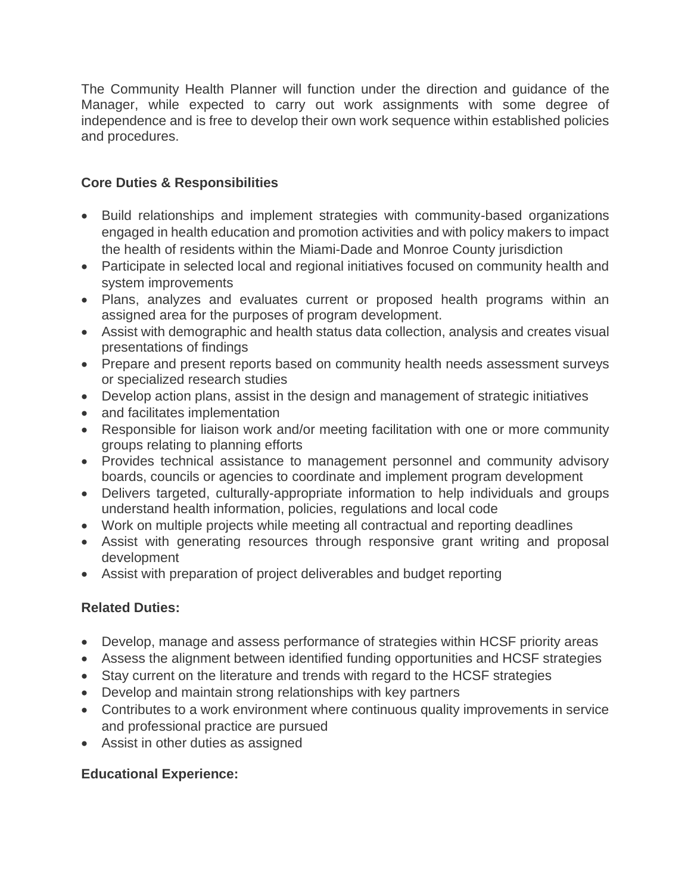The Community Health Planner will function under the direction and guidance of the Manager, while expected to carry out work assignments with some degree of independence and is free to develop their own work sequence within established policies and procedures.

**Core Duties & Responsibilities**

- Build relationships and implement strategies with community-based organizations engaged in health education and promotion activities and with policy makers to impact the health of residents within the Miami-Dade and Monroe County jurisdiction
- Participate in selected local and regional initiatives focused on community health and system improvements
- Plans, analyzes and evaluates current or proposed health programs within an assigned area for the purposes of program development.
- Assist with demographic and health status data collection, analysis and creates visual presentations of findings
- Prepare and present reports based on community health needs assessment surveys or specialized research studies
- Develop action plans, assist in the design and management of strategic initiatives
- and facilitates implementation
- Responsible for liaison work and/or meeting facilitation with one or more community groups relating to planning efforts
- Provides technical assistance to management personnel and community advisory boards, councils or agencies to coordinate and implement program development
- Delivers targeted, culturally-appropriate information to help individuals and groups understand health information, policies, regulations and local code
- Work on multiple projects while meeting all contractual and reporting deadlines
- Assist with generating resources through responsive grant writing and proposal development
- Assist with preparation of project deliverables and budget reporting

**Related Duties:**

- Develop, manage and assess performance of strategies within HCSF priority areas
- Assess the alignment between identified funding opportunities and HCSF strategies
- Stay current on the literature and trends with regard to the HCSF strategies
- Develop and maintain strong relationships with key partners
- Contributes to a work environment where continuous quality improvements in service and professional practice are pursued
- Assist in other duties as assigned

**Educational Experience:**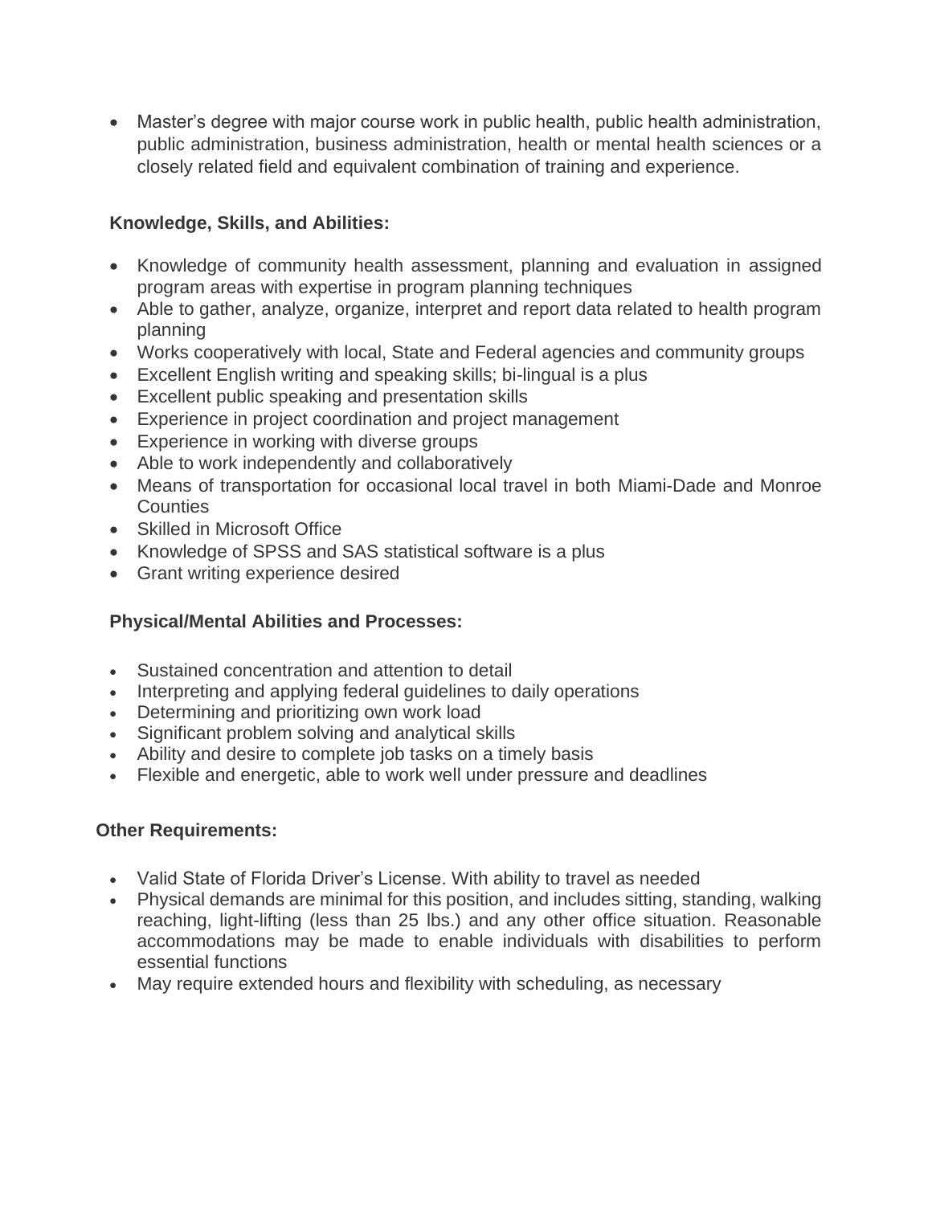- Master's degree with major course work in public health, public health administration, public administration, business administration, health or mental health sciences or a closely related field and equivalent combination of training and experience.

**Knowledge, Skills, and Abilities:**

- Knowledge of community health assessment, planning and evaluation in assigned program areas with expertise in program planning techniques
- Able to gather, analyze, organize, interpret and report data related to health program planning
- Works cooperatively with local, State and Federal agencies and community groups
- Excellent English writing and speaking skills; bi-lingual is a plus
- Excellent public speaking and presentation skills
- Experience in project coordination and project management
- Experience in working with diverse groups
- Able to work independently and collaboratively
- Means of transportation for occasional local travel in both Miami-Dade and Monroe Counties
- Skilled in Microsoft Office
- Knowledge of SPSS and SAS statistical software is a plus
- Grant writing experience desired

**Physical/Mental Abilities and Processes:**

- Sustained concentration and attention to detail
- Interpreting and applying federal guidelines to daily operations
- Determining and prioritizing own work load
- Significant problem solving and analytical skills
- Ability and desire to complete job tasks on a timely basis
- Flexible and energetic, able to work well under pressure and deadlines

**Other Requirements:**

- Valid State of Florida Driver's License. With ability to travel as needed
- Physical demands are minimal for this position, and includes sitting, standing, walking reaching, light-lifting (less than 25 lbs.) and any other office situation. Reasonable accommodations may be made to enable individuals with disabilities to perform essential functions
- May require extended hours and flexibility with scheduling, as necessary